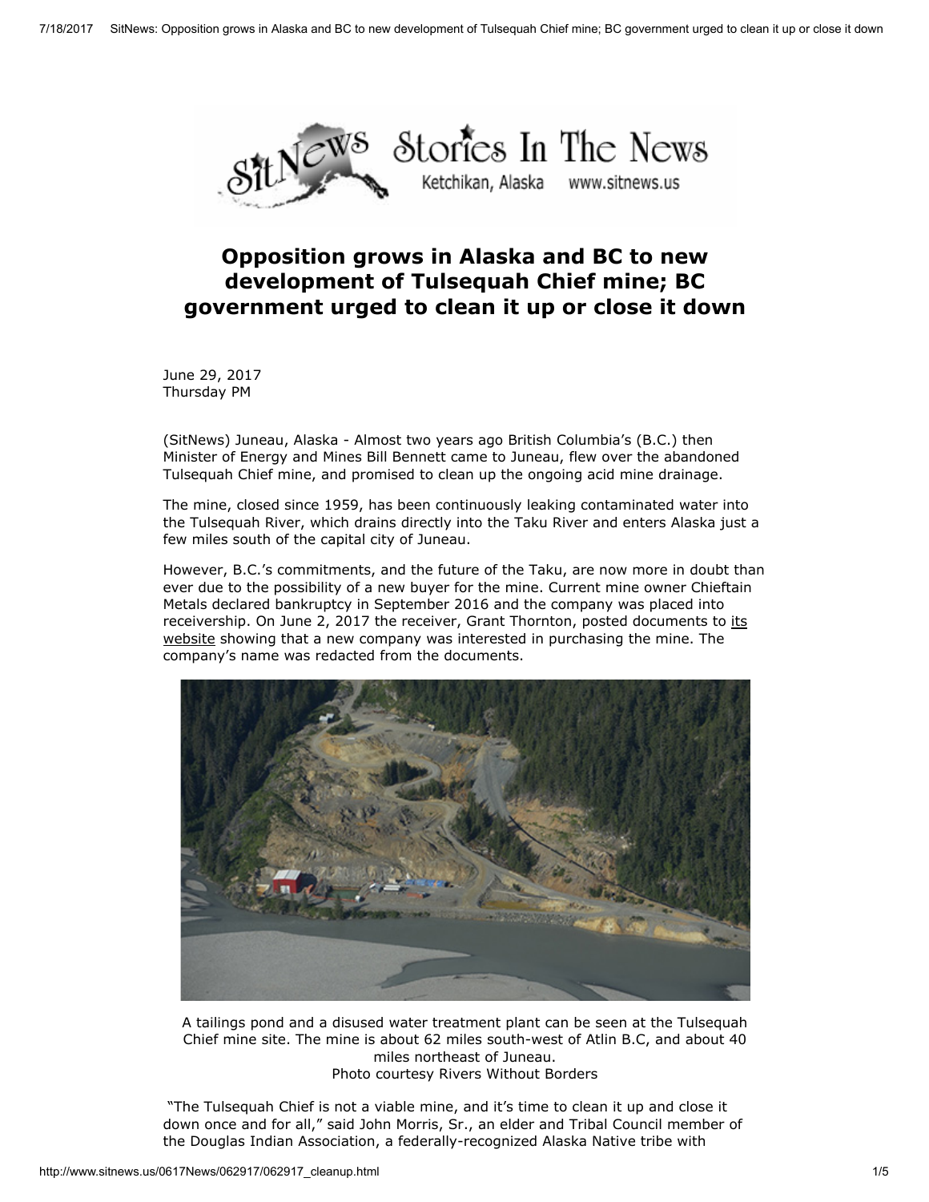# Opposition grows in Alaska and BC to new development of Tulsequah Chief mine; BC government urged to clean it up or close it down

June 29, 2017
Thursday PM

(SitNews) Juneau, Alaska - Almost two years ago British Columbia's (B.C.) then Minister of Energy and Mines Bill Bennett came to Juneau, flew over the abandoned Tulsequah Chief mine, and promised to clean up the ongoing acid mine drainage.

The mine, closed since 1959, has been continuously leaking contaminated water into the Tulsequah River, which drains directly into the Taku River and enters Alaska just a few miles south of the capital city of Juneau.

However, B.C.'s commitments, and the future of the Taku, are now more in doubt than ever due to the possibility of a new buyer for the mine. Current mine owner Chieftain Metals declared bankruptcy in September 2016 and the company was placed into receivership. On June 2, 2017 the receiver, Grant Thornton, posted documents to its website showing that a new company was interested in purchasing the mine. The company's name was redacted from the documents.

A tailings pond and a disused water treatment plant can be seen at the Tulsequah Chief mine site. The mine is about 62 miles south-west of Atlin B.C, and about 40 miles northeast of Juneau.
Photo courtesy Rivers Without Borders

"The Tulsequah Chief is not a viable mine, and it's time to clean it up and close it down once and for all," said John Morris, Sr., an elder and Tribal Council member of the Douglas Indian Association, a federally-recognized Alaska Native tribe with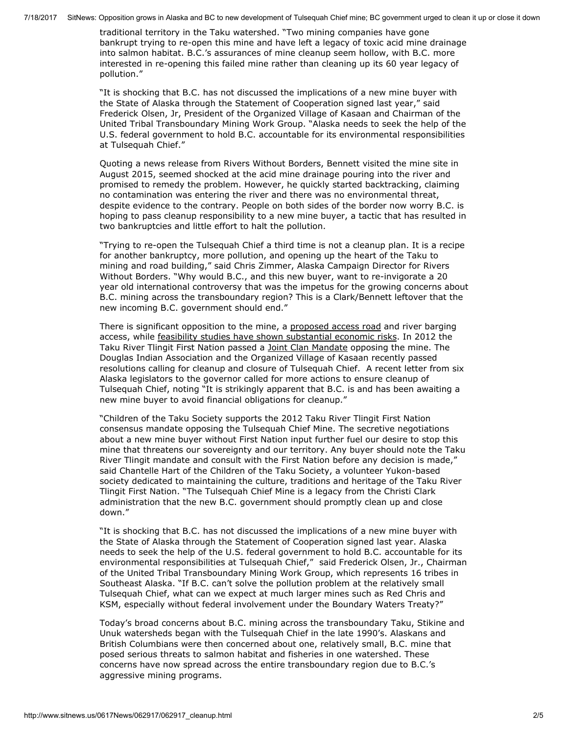traditional territory in the Taku watershed. "Two mining companies have gone bankrupt trying to re-open this mine and have left a legacy of toxic acid mine drainage into salmon habitat. B.C.'s assurances of mine cleanup seem hollow, with B.C. more interested in re-opening this failed mine rather than cleaning up its 60 year legacy of pollution."

"It is shocking that B.C. has not discussed the implications of a new mine buyer with the State of Alaska through the Statement of Cooperation signed last year," said Frederick Olsen, Jr, President of the Organized Village of Kasaan and Chairman of the United Tribal Transboundary Mining Work Group. "Alaska needs to seek the help of the U.S. federal government to hold B.C. accountable for its environmental responsibilities at Tulsequah Chief."

Quoting a news release from Rivers Without Borders, Bennett visited the mine site in August 2015, seemed shocked at the acid mine drainage pouring into the river and promised to remedy the problem. However, he quickly started backtracking, claiming no contamination was entering the river and there was no environmental threat, despite evidence to the contrary. People on both sides of the border now worry B.C. is hoping to pass cleanup responsibility to a new mine buyer, a tactic that has resulted in two bankruptcies and little effort to halt the pollution.

"Trying to re-open the Tulsequah Chief a third time is not a cleanup plan. It is a recipe for another bankruptcy, more pollution, and opening up the heart of the Taku to mining and road building," said Chris Zimmer, Alaska Campaign Director for Rivers Without Borders. "Why would B.C., and this new buyer, want to re-invigorate a 20 year old international controversy that was the impetus for the growing concerns about B.C. mining across the transboundary region? This is a Clark/Bennett leftover that the new incoming B.C. government should end."

There is significant opposition to the mine, a proposed access road and river barging access, while feasibility studies have shown substantial economic risks. In 2012 the Taku River Tlingit First Nation passed a Joint Clan Mandate opposing the mine. The Douglas Indian Association and the Organized Village of Kasaan recently passed resolutions calling for cleanup and closure of Tulsequah Chief. A recent letter from six Alaska legislators to the governor called for more actions to ensure cleanup of Tulsequah Chief, noting "It is strikingly apparent that B.C. is and has been awaiting a new mine buyer to avoid financial obligations for cleanup."

"Children of the Taku Society supports the 2012 Taku River Tlingit First Nation consensus mandate opposing the Tulsequah Chief Mine. The secretive negotiations about a new mine buyer without First Nation input further fuel our desire to stop this mine that threatens our sovereignty and our territory. Any buyer should note the Taku River Tlingit mandate and consult with the First Nation before any decision is made," said Chantelle Hart of the Children of the Taku Society, a volunteer Yukon-based society dedicated to maintaining the culture, traditions and heritage of the Taku River Tlingit First Nation. "The Tulsequah Chief Mine is a legacy from the Christi Clark administration that the new B.C. government should promptly clean up and close down."

"It is shocking that B.C. has not discussed the implications of a new mine buyer with the State of Alaska through the Statement of Cooperation signed last year. Alaska needs to seek the help of the U.S. federal government to hold B.C. accountable for its environmental responsibilities at Tulsequah Chief," said Frederick Olsen, Jr., Chairman of the United Tribal Transboundary Mining Work Group, which represents 16 tribes in Southeast Alaska. "If B.C. can't solve the pollution problem at the relatively small Tulsequah Chief, what can we expect at much larger mines such as Red Chris and KSM, especially without federal involvement under the Boundary Waters Treaty?"

Today's broad concerns about B.C. mining across the transboundary Taku, Stikine and Unuk watersheds began with the Tulsequah Chief in the late 1990's. Alaskans and British Columbians were then concerned about one, relatively small, B.C. mine that posed serious threats to salmon habitat and fisheries in one watershed. These concerns have now spread across the entire transboundary region due to B.C.'s aggressive mining programs.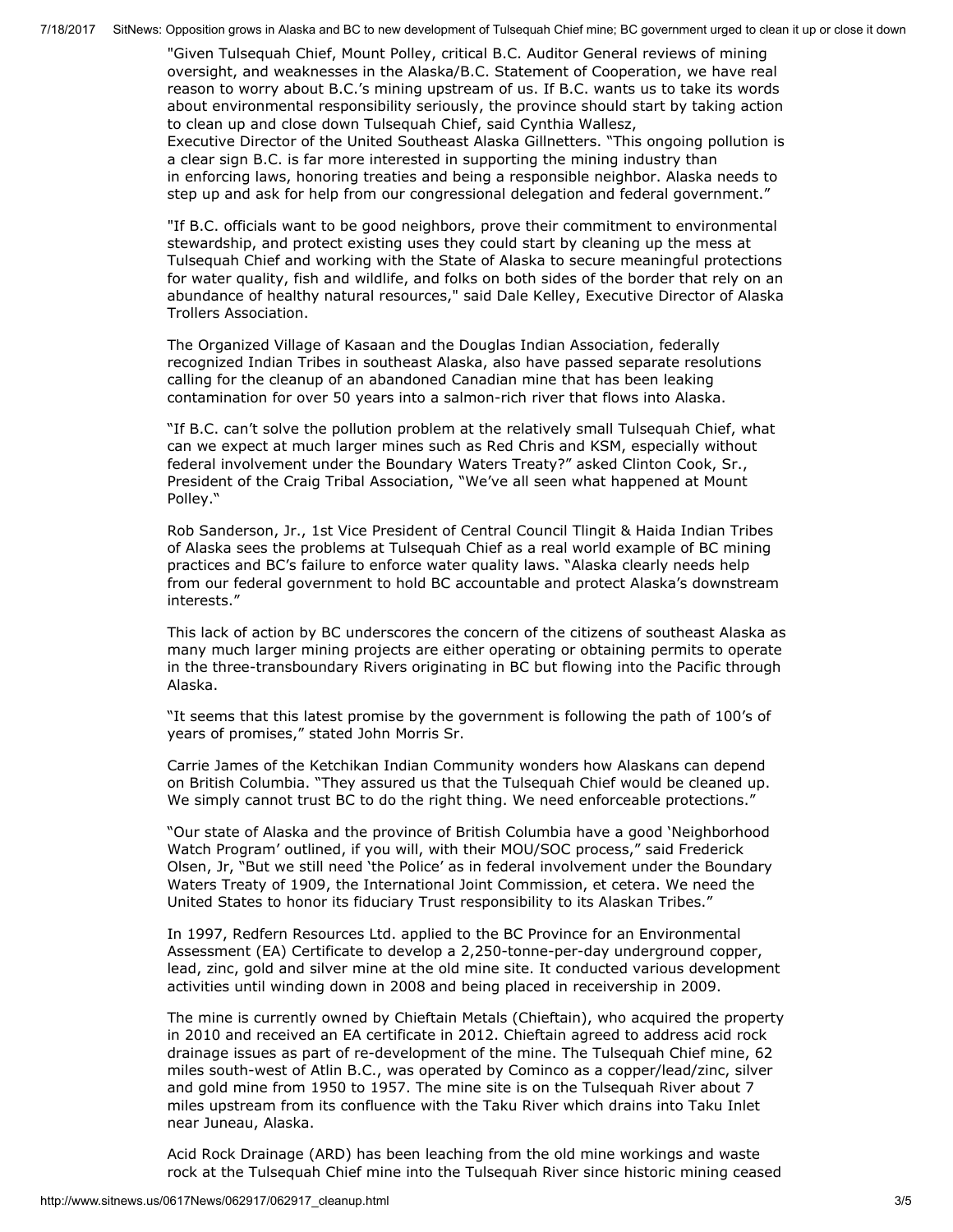"Given Tulsequah Chief, Mount Polley, critical B.C. Auditor General reviews of mining oversight, and weaknesses in the Alaska/B.C. Statement of Cooperation, we have real reason to worry about B.C.'s mining upstream of us. If B.C. wants us to take its words about environmental responsibility seriously, the province should start by taking action to clean up and close down Tulsequah Chief, said Cynthia Wallesz, Executive Director of the United Southeast Alaska Gillnetters. "This ongoing pollution is a clear sign B.C. is far more interested in supporting the mining industry than in enforcing laws, honoring treaties and being a responsible neighbor. Alaska needs to step up and ask for help from our congressional delegation and federal government."

"If B.C. officials want to be good neighbors, prove their commitment to environmental stewardship, and protect existing uses they could start by cleaning up the mess at Tulsequah Chief and working with the State of Alaska to secure meaningful protections for water quality, fish and wildlife, and folks on both sides of the border that rely on an abundance of healthy natural resources," said Dale Kelley, Executive Director of Alaska Trollers Association.

The Organized Village of Kasaan and the Douglas Indian Association, federally recognized Indian Tribes in southeast Alaska, also have passed separate resolutions calling for the cleanup of an abandoned Canadian mine that has been leaking contamination for over 50 years into a salmon-rich river that flows into Alaska.

"If B.C. can't solve the pollution problem at the relatively small Tulsequah Chief, what can we expect at much larger mines such as Red Chris and KSM, especially without federal involvement under the Boundary Waters Treaty?" asked Clinton Cook, Sr., President of the Craig Tribal Association, "We've all seen what happened at Mount Polley."

Rob Sanderson, Jr., 1st Vice President of Central Council Tlingit & Haida Indian Tribes of Alaska sees the problems at Tulsequah Chief as a real world example of BC mining practices and BC's failure to enforce water quality laws. "Alaska clearly needs help from our federal government to hold BC accountable and protect Alaska's downstream interests."

This lack of action by BC underscores the concern of the citizens of southeast Alaska as many much larger mining projects are either operating or obtaining permits to operate in the three-transboundary Rivers originating in BC but flowing into the Pacific through Alaska.

"It seems that this latest promise by the government is following the path of 100's of years of promises," stated John Morris Sr.

Carrie James of the Ketchikan Indian Community wonders how Alaskans can depend on British Columbia. "They assured us that the Tulsequah Chief would be cleaned up. We simply cannot trust BC to do the right thing. We need enforceable protections."

"Our state of Alaska and the province of British Columbia have a good 'Neighborhood Watch Program' outlined, if you will, with their MOU/SOC process," said Frederick Olsen, Jr, "But we still need 'the Police' as in federal involvement under the Boundary Waters Treaty of 1909, the International Joint Commission, et cetera. We need the United States to honor its fiduciary Trust responsibility to its Alaskan Tribes."

In 1997, Redfern Resources Ltd. applied to the BC Province for an Environmental Assessment (EA) Certificate to develop a 2,250-tonne-per-day underground copper, lead, zinc, gold and silver mine at the old mine site. It conducted various development activities until winding down in 2008 and being placed in receivership in 2009.

The mine is currently owned by Chieftain Metals (Chieftain), who acquired the property in 2010 and received an EA certificate in 2012. Chieftain agreed to address acid rock drainage issues as part of re-development of the mine. The Tulsequah Chief mine, 62 miles south-west of Atlin B.C., was operated by Cominco as a copper/lead/zinc, silver and gold mine from 1950 to 1957. The mine site is on the Tulsequah River about 7 miles upstream from its confluence with the Taku River which drains into Taku Inlet near Juneau, Alaska.

Acid Rock Drainage (ARD) has been leaching from the old mine workings and waste rock at the Tulsequah Chief mine into the Tulsequah River since historic mining ceased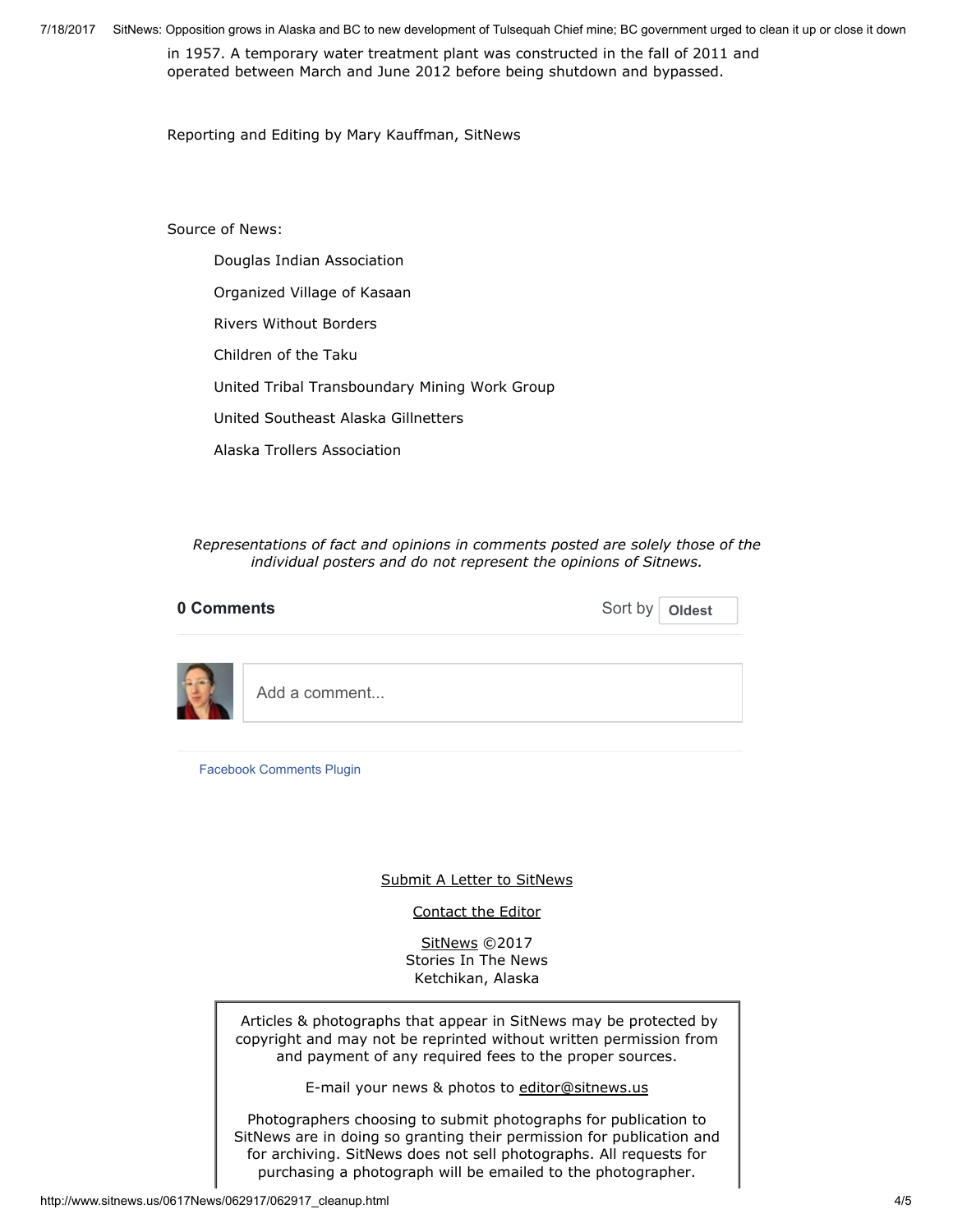in 1957. A temporary water treatment plant was constructed in the fall of 2011 and operated between March and June 2012 before being shutdown and bypassed.

Reporting and Editing by Mary Kauffman, SitNews

Source of News:

- Douglas Indian Association
- Organized Village of Kasaan
- Rivers Without Borders
- Children of the Taku
- United Tribal Transboundary Mining Work Group
- United Southeast Alaska Gillnetters
- Alaska Trollers Association

*Representations of fact and opinions in comments posted are solely those of the individual posters and do not represent the opinions of Sitnews.*

**0 Comments** Sort by **Oldest**

Add a comment...

Facebook Comments Plugin

Submit A Letter to SitNews

Contact the Editor

SitNews ©2017
Stories In The News
Ketchikan, Alaska

Articles & photographs that appear in SitNews may be protected by copyright and may not be reprinted without written permission from and payment of any required fees to the proper sources.

E-mail your news & photos to editor@sitnews.us

Photographers choosing to submit photographs for publication to SitNews are in doing so granting their permission for publication and for archiving. SitNews does not sell photographs. All requests for purchasing a photograph will be emailed to the photographer.